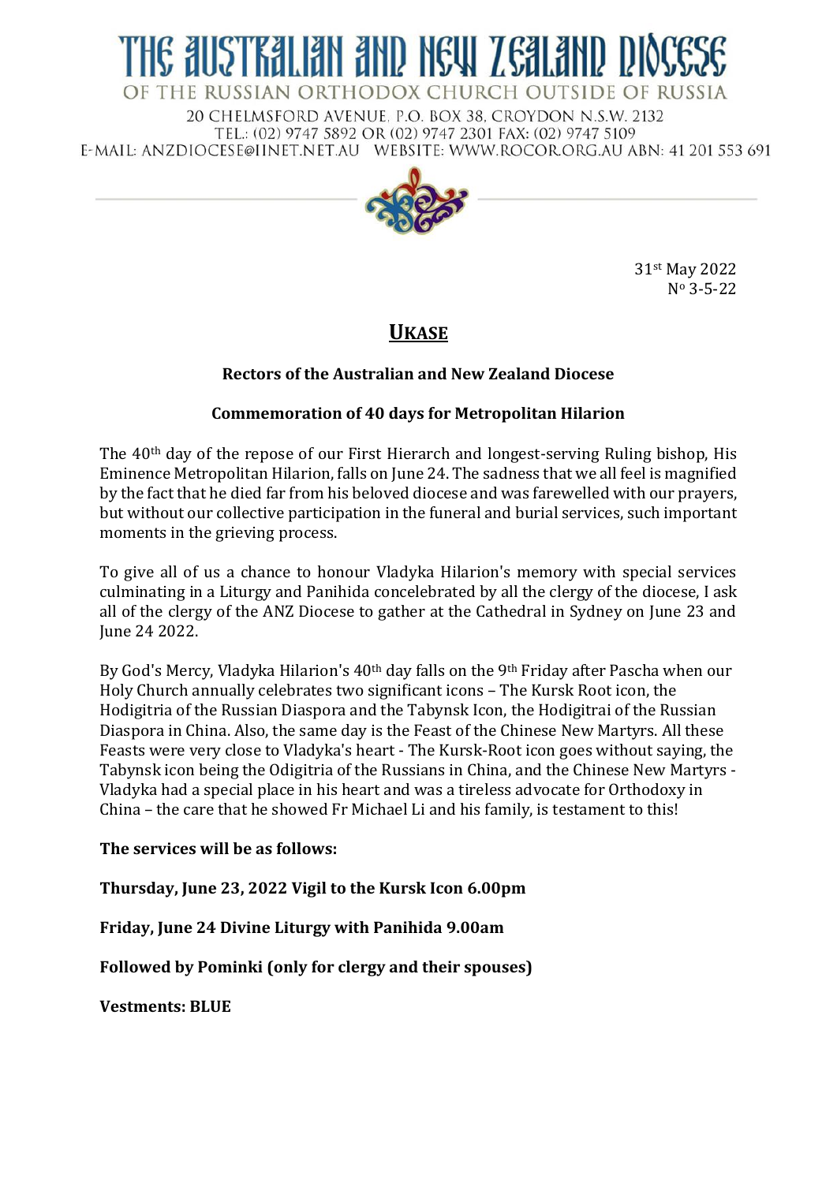# THE AUSTRALIAN AND NEW ZEALAND DIOCESE

OF THE RUSSIAN ORTHODOX CHURCH OUTSIDE OF RUSSIA

20 CHELMSFORD AVENUE, P.O. BOX 38, CROYDON N.S.W. 2132
TEL.: (02) 9747 5892 OR (02) 9747 2301 FAX: (02) 9747 5109
E-MAIL: ANZDIOCESE@IINET.NET.AU WEBSITE: WWW.ROCOR.ORG.AU ABN: 41 201 553 691

31st May 2022
No 3-5-22

## UKASE

**Rectors of the Australian and New Zealand Diocese**

**Commemoration of 40 days for Metropolitan Hilarion**

The 40th day of the repose of our First Hierarch and longest-serving Ruling bishop, His Eminence Metropolitan Hilarion, falls on June 24. The sadness that we all feel is magnified by the fact that he died far from his beloved diocese and was farewelled with our prayers, but without our collective participation in the funeral and burial services, such important moments in the grieving process.

To give all of us a chance to honour Vladyka Hilarion's memory with special services culminating in a Liturgy and Panihida concelebrated by all the clergy of the diocese, I ask all of the clergy of the ANZ Diocese to gather at the Cathedral in Sydney on June 23 and June 24 2022.

By God's Mercy, Vladyka Hilarion's 40th day falls on the 9th Friday after Pascha when our Holy Church annually celebrates two significant icons – The Kursk Root icon, the Hodigitria of the Russian Diaspora and the Tabynsk Icon, the Hodigitrai of the Russian Diaspora in China. Also, the same day is the Feast of the Chinese New Martyrs. All these Feasts were very close to Vladyka's heart - The Kursk-Root icon goes without saying, the Tabynsk icon being the Odigitria of the Russians in China, and the Chinese New Martyrs - Vladyka had a special place in his heart and was a tireless advocate for Orthodoxy in China – the care that he showed Fr Michael Li and his family, is testament to this!

**The services will be as follows:**

**Thursday, June 23, 2022 Vigil to the Kursk Icon 6.00pm**

**Friday, June 24 Divine Liturgy with Panihida 9.00am**

**Followed by Pominki (only for clergy and their spouses)**

**Vestments: BLUE**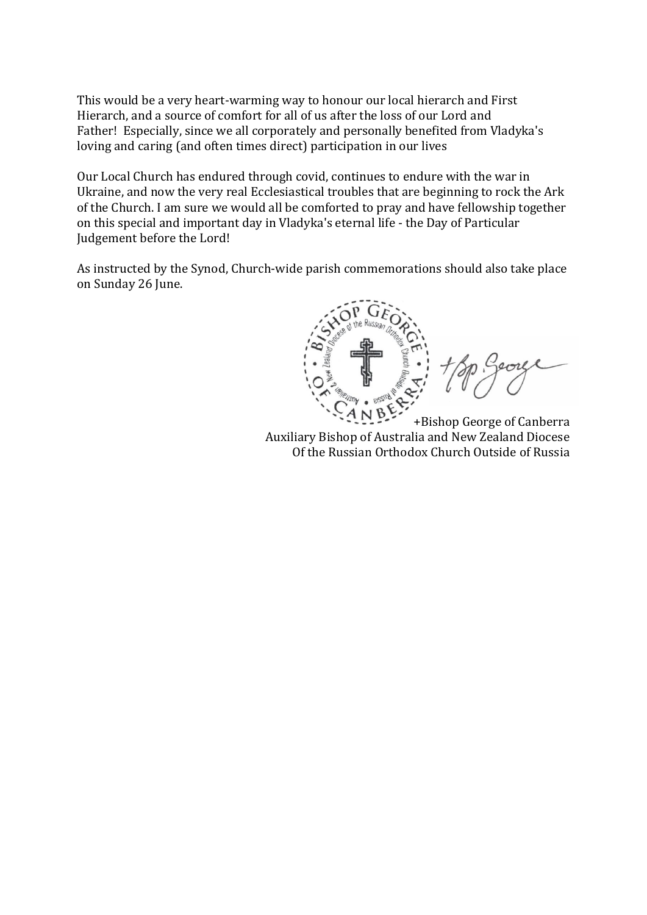This would be a very heart-warming way to honour our local hierarch and First Hierarch, and a source of comfort for all of us after the loss of our Lord and Father! Especially, since we all corporately and personally benefited from Vladyka's loving and caring (and often times direct) participation in our lives

Our Local Church has endured through covid, continues to endure with the war in Ukraine, and now the very real Ecclesiastical troubles that are beginning to rock the Ark of the Church. I am sure we would all be comforted to pray and have fellowship together on this special and important day in Vladyka's eternal life - the Day of Particular Judgement before the Lord!

As instructed by the Synod, Church-wide parish commemorations should also take place on Sunday 26 June.

+Bishop George of Canberra
Auxiliary Bishop of Australia and New Zealand Diocese
Of the Russian Orthodox Church Outside of Russia